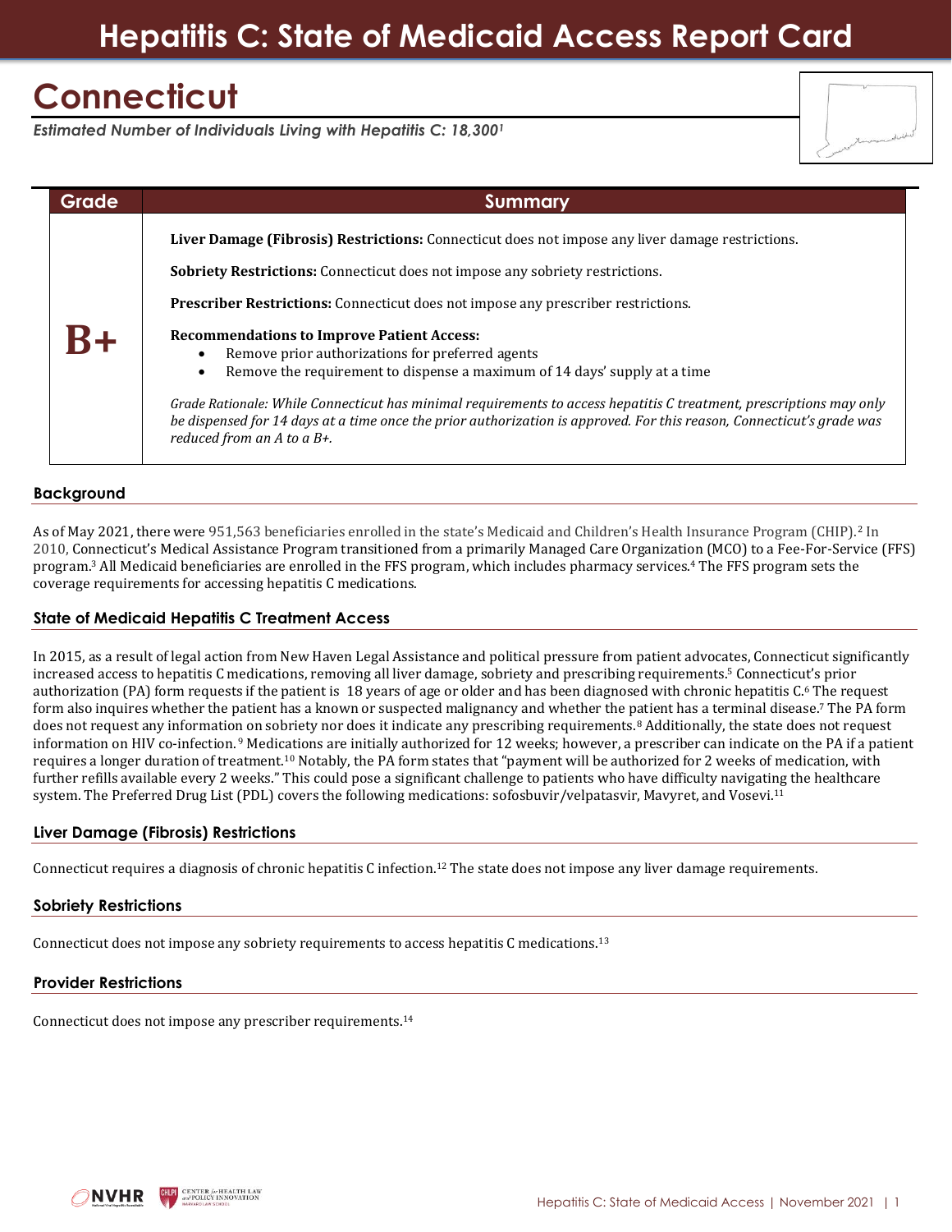# Hepatitis C: State of Medicaid Access Report Card

## Connecticut

*Estimated Number of Individuals Living with Hepatitis C: 18,300[1]*

| Grade | Summary |
| --- | --- |
| **B+** | **Liver Damage (Fibrosis) Restrictions:** Connecticut does not impose any liver damage restrictions.<br><br>**Sobriety Restrictions:** Connecticut does not impose any sobriety restrictions.<br><br>**Prescriber Restrictions:** Connecticut does not impose any prescriber restrictions.<br><br>**Recommendations to Improve Patient Access:**<br>• Remove prior authorizations for preferred agents<br>• Remove the requirement to dispense a maximum of 14 days' supply at a time<br><br>*Grade Rationale: While Connecticut has minimal requirements to access hepatitis C treatment, prescriptions may only be dispensed for 14 days at a time once the prior authorization is approved. For this reason, Connecticut's grade was reduced from an A to a B+.* |

### Background

As of May 2021, there were 951,563 beneficiaries enrolled in the state's Medicaid and Children's Health Insurance Program (CHIP).[2] In 2010, Connecticut's Medical Assistance Program transitioned from a primarily Managed Care Organization (MCO) to a Fee-For-Service (FFS) program.[3] All Medicaid beneficiaries are enrolled in the FFS program, which includes pharmacy services.[4] The FFS program sets the coverage requirements for accessing hepatitis C medications.

### State of Medicaid Hepatitis C Treatment Access

In 2015, as a result of legal action from New Haven Legal Assistance and political pressure from patient advocates, Connecticut significantly increased access to hepatitis C medications, removing all liver damage, sobriety and prescribing requirements.[5] Connecticut's prior authorization (PA) form requests if the patient is 18 years of age or older and has been diagnosed with chronic hepatitis C.[6] The request form also inquires whether the patient has a known or suspected malignancy and whether the patient has a terminal disease.[7] The PA form does not request any information on sobriety nor does it indicate any prescribing requirements.[8] Additionally, the state does not request information on HIV co-infection.[9] Medications are initially authorized for 12 weeks; however, a prescriber can indicate on the PA if a patient requires a longer duration of treatment.[10] Notably, the PA form states that "payment will be authorized for 2 weeks of medication, with further refills available every 2 weeks." This could pose a significant challenge to patients who have difficulty navigating the healthcare system. The Preferred Drug List (PDL) covers the following medications: sofosbuvir/velpatasvir, Mavyret, and Vosevi.[11]

### Liver Damage (Fibrosis) Restrictions

Connecticut requires a diagnosis of chronic hepatitis C infection.[12] The state does not impose any liver damage requirements.

### Sobriety Restrictions

Connecticut does not impose any sobriety requirements to access hepatitis C medications.[13]

### Provider Restrictions

Connecticut does not impose any prescriber requirements.[14]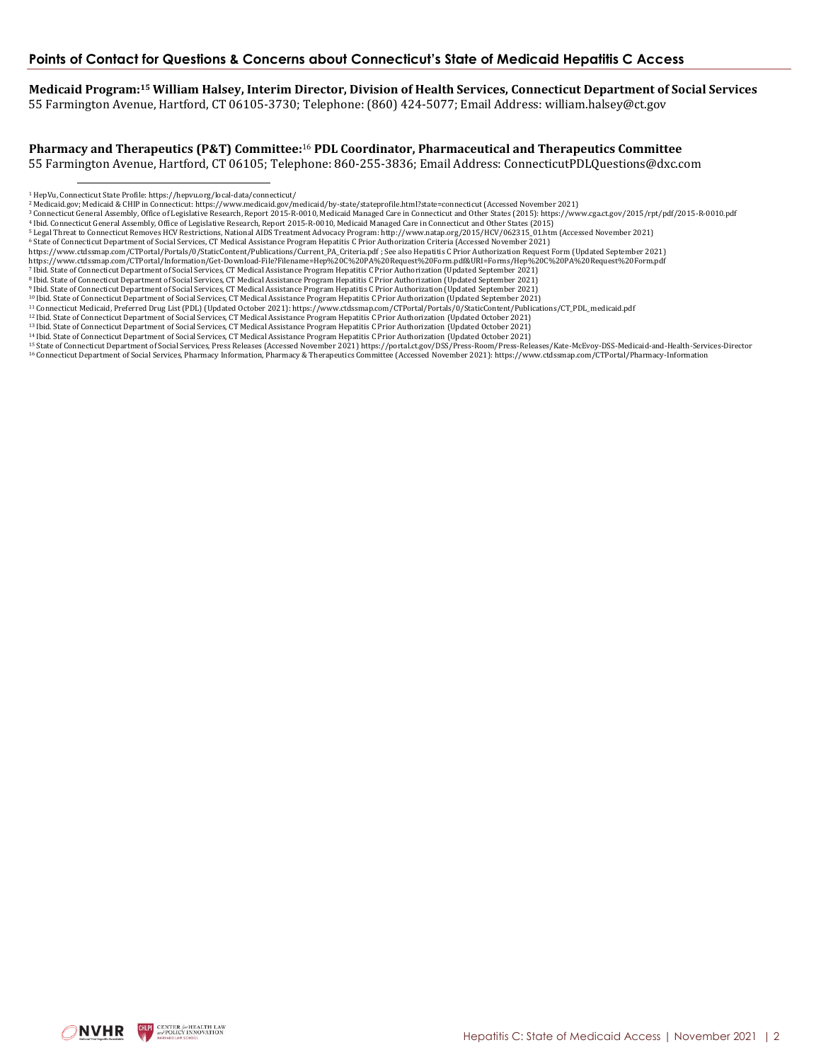## Points of Contact for Questions & Concerns about Connecticut's State of Medicaid Hepatitis C Access

**Medicaid Program:[15] William Halsey, Interim Director, Division of Health Services, Connecticut Department of Social Services**
55 Farmington Avenue, Hartford, CT 06105-3730; Telephone: (860) 424-5077; Email Address: william.halsey@ct.gov

**Pharmacy and Therapeutics (P&T) Committee:**[16] **PDL Coordinator, Pharmaceutical and Therapeutics Committee**
55 Farmington Avenue, Hartford, CT 06105; Telephone: 860-255-3836; Email Address: ConnecticutPDLQuestions@dxc.com

---

[1] HepVu, Connecticut State Profile: https://hepvu.org/local-data/connecticut/
[2] Medicaid.gov; Medicaid & CHIP in Connecticut: https://www.medicaid.gov/medicaid/by-state/stateprofile.html?state=connecticut (Accessed November 2021)
[3] Connecticut General Assembly, Office of Legislative Research, Report 2015-R-0010, Medicaid Managed Care in Connecticut and Other States (2015): https://www.cga.ct.gov/2015/rpt/pdf/2015-R-0010.pdf
[4] Ibid. Connecticut General Assembly, Office of Legislative Research, Report 2015-R-0010, Medicaid Managed Care in Connecticut and Other States (2015)
[5] Legal Threat to Connecticut Removes HCV Restrictions, National AIDS Treatment Advocacy Program: http://www.natap.org/2015/HCV/062315_01.htm (Accessed November 2021)
[6] State of Connecticut Department of Social Services, CT Medical Assistance Program Hepatitis C Prior Authorization Criteria (Accessed November 2021)
https://www.ctdssmap.com/CTPortal/Portals/0/StaticContent/Publications/Current_PA_Criteria.pdf ; See also Hepatitis C Prior Authorization Request Form (Updated September 2021)
https://www.ctdssmap.com/CTPortal/Information/Get-Download-File?Filename=Hep%20C%20PA%20Request%20Form.pdf&URI=Forms/Hep%20C%20PA%20Request%20Form.pdf
[7] Ibid. State of Connecticut Department of Social Services, CT Medical Assistance Program Hepatitis C Prior Authorization (Updated September 2021)
[8] Ibid. State of Connecticut Department of Social Services, CT Medical Assistance Program Hepatitis C Prior Authorization (Updated September 2021)
[9] Ibid. State of Connecticut Department of Social Services, CT Medical Assistance Program Hepatitis C Prior Authorization (Updated September 2021)
[10] Ibid. State of Connecticut Department of Social Services, CT Medical Assistance Program Hepatitis C Prior Authorization (Updated September 2021)
[11] Connecticut Medicaid, Preferred Drug List (PDL) (Updated October 2021): https://www.ctdssmap.com/CTPortal/Portals/0/StaticContent/Publications/CT_PDL_medicaid.pdf
[12] Ibid. State of Connecticut Department of Social Services, CT Medical Assistance Program Hepatitis C Prior Authorization (Updated October 2021)
[13] Ibid. State of Connecticut Department of Social Services, CT Medical Assistance Program Hepatitis C Prior Authorization (Updated October 2021)
[14] Ibid. State of Connecticut Department of Social Services, CT Medical Assistance Program Hepatitis C Prior Authorization (Updated October 2021)
[15] State of Connecticut Department of Social Services, Press Releases (Accessed November 2021) https://portal.ct.gov/DSS/Press-Room/Press-Releases/Kate-McEvoy-DSS-Medicaid-and-Health-Services-Director
[16] Connecticut Department of Social Services, Pharmacy Information, Pharmacy & Therapeutics Committee (Accessed November 2021): https://www.ctdssmap.com/CTPortal/Pharmacy-Information